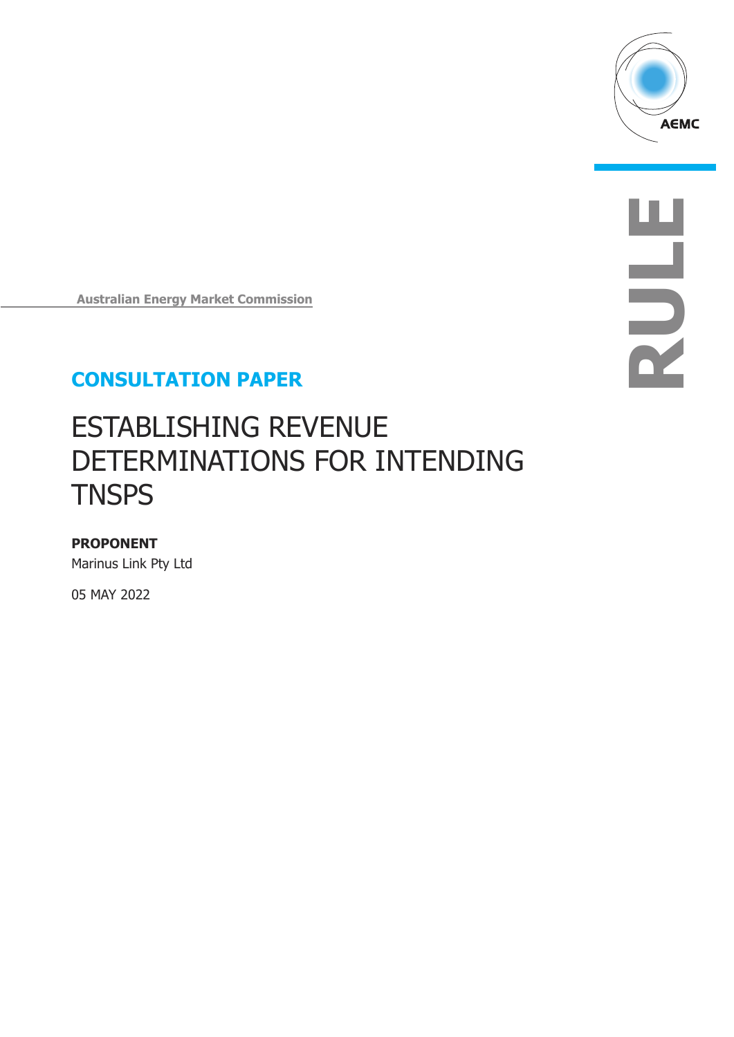Australian Energy Market Commission

## CONSULTATION PAPER

# ESTABLISHING REVENUE DETERMINATIONS FOR INTENDING TNSPS

**PROPONENT**

Marinus Link Pty Ltd

05 MAY 2022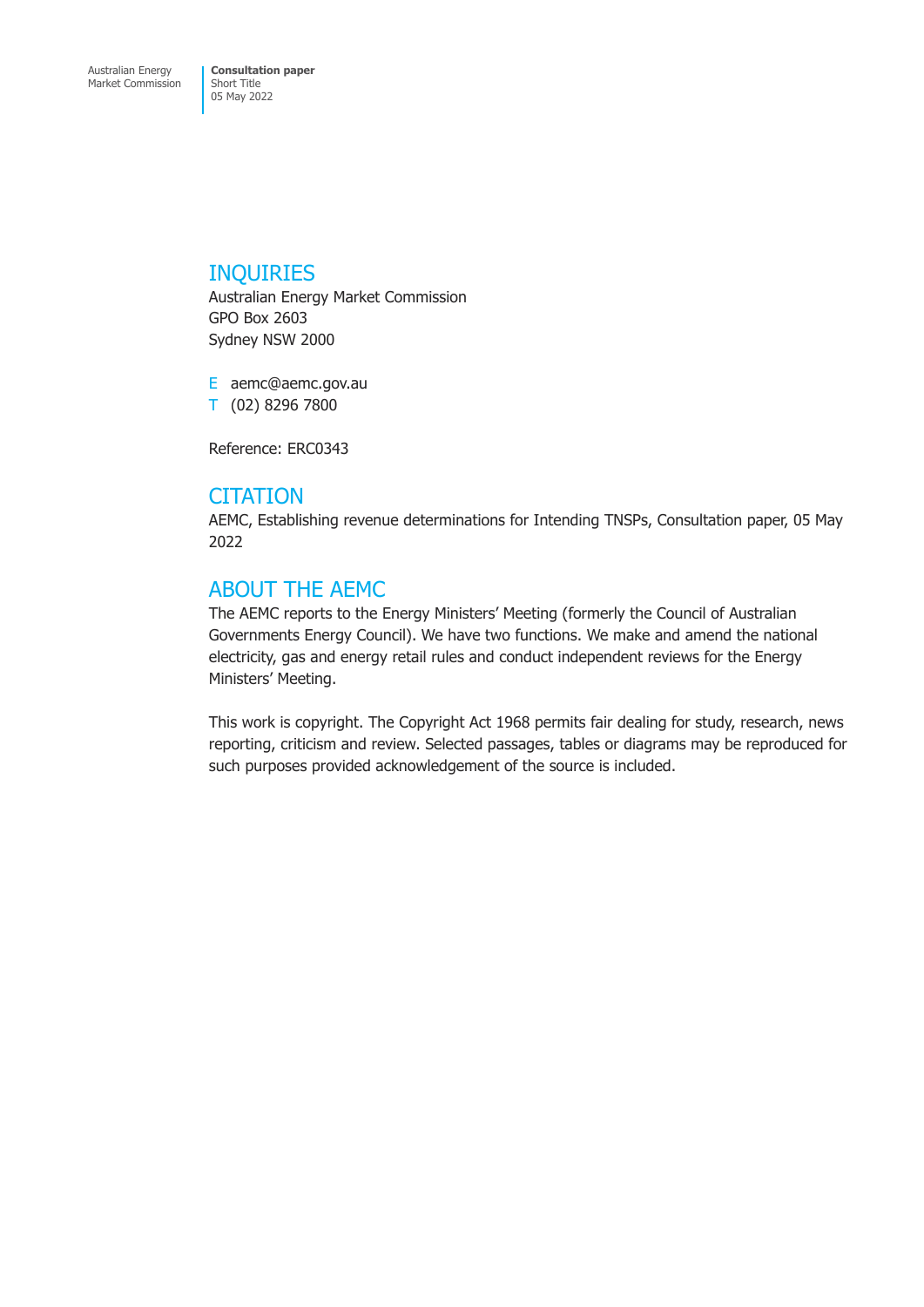## INQUIRIES

Australian Energy Market Commission
GPO Box 2603
Sydney NSW 2000

E aemc@aemc.gov.au
T (02) 8296 7800

Reference: ERC0343

## CITATION

AEMC, Establishing revenue determinations for Intending TNSPs, Consultation paper, 05 May 2022

## ABOUT THE AEMC

The AEMC reports to the Energy Ministers' Meeting (formerly the Council of Australian Governments Energy Council). We have two functions. We make and amend the national electricity, gas and energy retail rules and conduct independent reviews for the Energy Ministers' Meeting.

This work is copyright. The Copyright Act 1968 permits fair dealing for study, research, news reporting, criticism and review. Selected passages, tables or diagrams may be reproduced for such purposes provided acknowledgement of the source is included.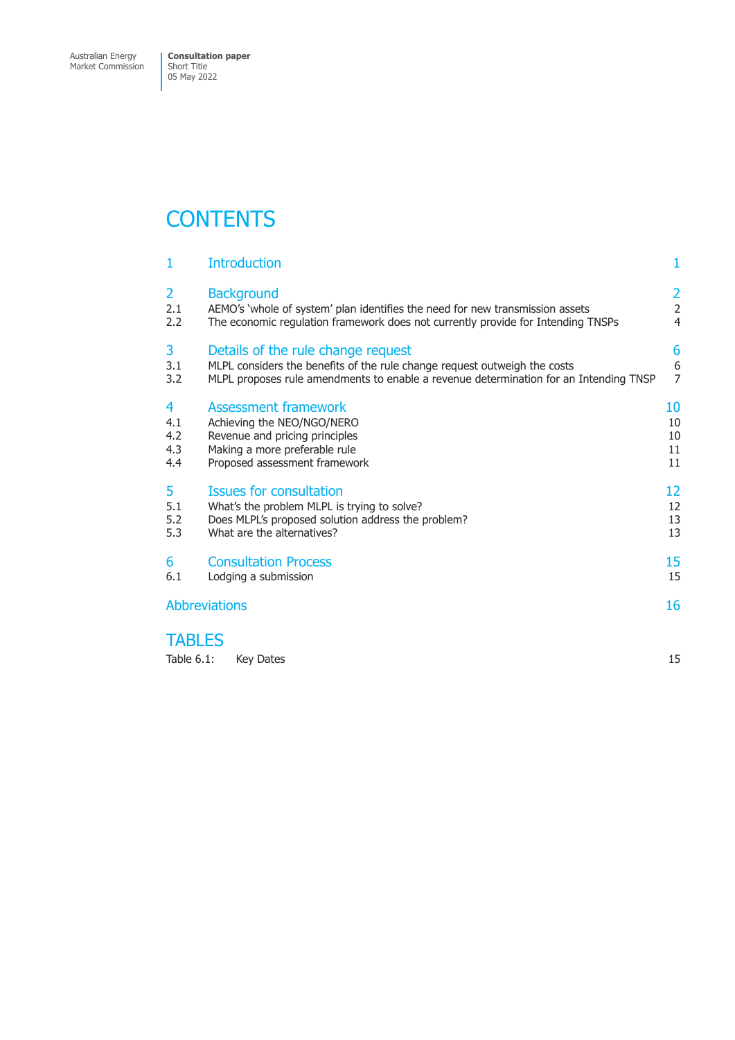# CONTENTS

| | | |
|---|---|---|
| **1** | **Introduction** | **1** |
| **2** | **Background** | **2** |
| 2.1 | AEMO's 'whole of system' plan identifies the need for new transmission assets | 2 |
| 2.2 | The economic regulation framework does not currently provide for Intending TNSPs | 4 |
| **3** | **Details of the rule change request** | **6** |
| 3.1 | MLPL considers the benefits of the rule change request outweigh the costs | 6 |
| 3.2 | MLPL proposes rule amendments to enable a revenue determination for an Intending TNSP | 7 |
| **4** | **Assessment framework** | **10** |
| 4.1 | Achieving the NEO/NGO/NERO | 10 |
| 4.2 | Revenue and pricing principles | 10 |
| 4.3 | Making a more preferable rule | 11 |
| 4.4 | Proposed assessment framework | 11 |
| **5** | **Issues for consultation** | **12** |
| 5.1 | What's the problem MLPL is trying to solve? | 12 |
| 5.2 | Does MLPL's proposed solution address the problem? | 13 |
| 5.3 | What are the alternatives? | 13 |
| **6** | **Consultation Process** | **15** |
| 6.1 | Lodging a submission | 15 |
| | **Abbreviations** | **16** |

# TABLES

| | | |
|---|---|---|
| Table 6.1: | Key Dates | 15 |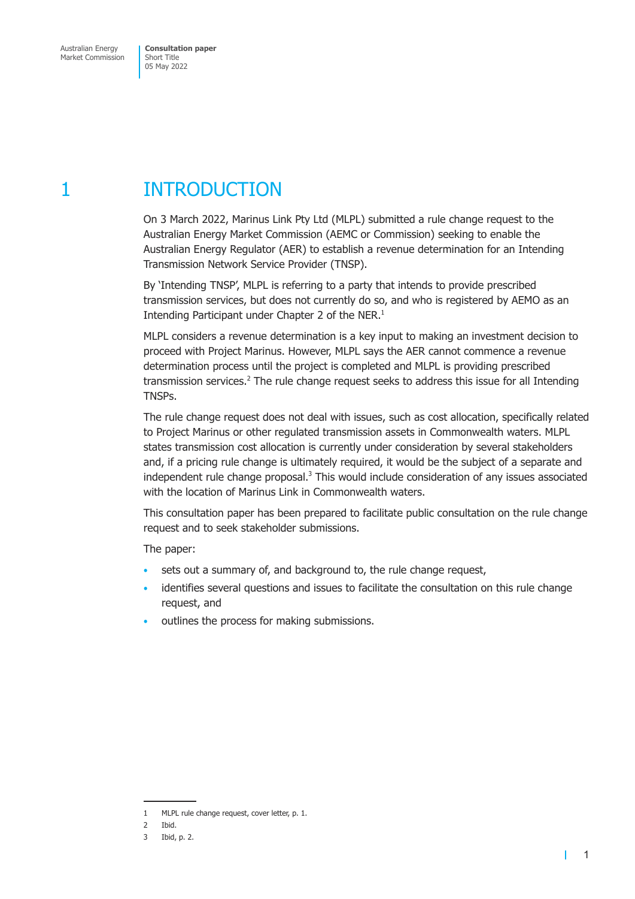# 1 INTRODUCTION

On 3 March 2022, Marinus Link Pty Ltd (MLPL) submitted a rule change request to the Australian Energy Market Commission (AEMC or Commission) seeking to enable the Australian Energy Regulator (AER) to establish a revenue determination for an Intending Transmission Network Service Provider (TNSP).

By 'Intending TNSP', MLPL is referring to a party that intends to provide prescribed transmission services, but does not currently do so, and who is registered by AEMO as an Intending Participant under Chapter 2 of the NER.[1]

MLPL considers a revenue determination is a key input to making an investment decision to proceed with Project Marinus. However, MLPL says the AER cannot commence a revenue determination process until the project is completed and MLPL is providing prescribed transmission services.[2] The rule change request seeks to address this issue for all Intending TNSPs.

The rule change request does not deal with issues, such as cost allocation, specifically related to Project Marinus or other regulated transmission assets in Commonwealth waters. MLPL states transmission cost allocation is currently under consideration by several stakeholders and, if a pricing rule change is ultimately required, it would be the subject of a separate and independent rule change proposal.[3] This would include consideration of any issues associated with the location of Marinus Link in Commonwealth waters.

This consultation paper has been prepared to facilitate public consultation on the rule change request and to seek stakeholder submissions.

The paper:

- sets out a summary of, and background to, the rule change request,
- identifies several questions and issues to facilitate the consultation on this rule change request, and
- outlines the process for making submissions.

---

1 MLPL rule change request, cover letter, p. 1.

2 Ibid.

3 Ibid, p. 2.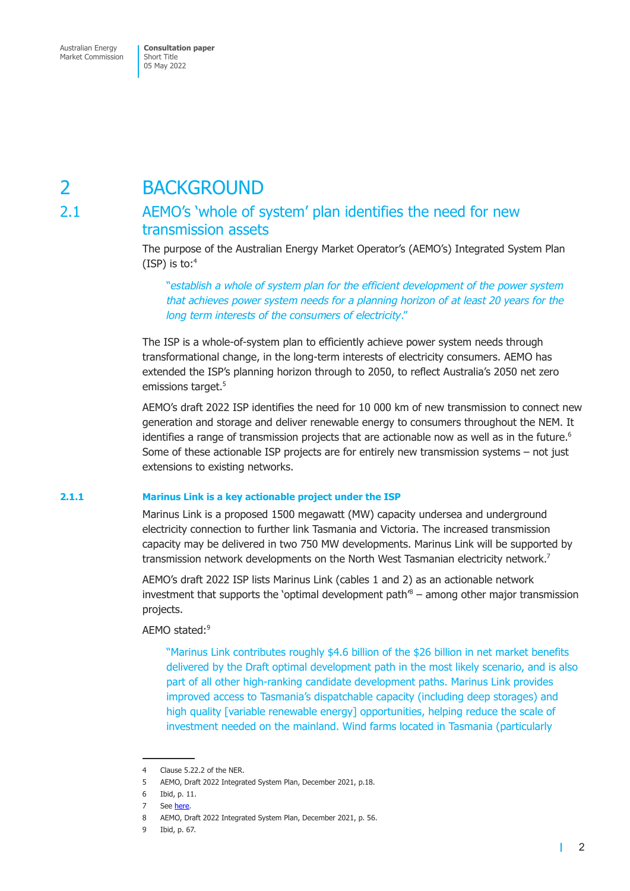# 2 BACKGROUND

## 2.1 AEMO's 'whole of system' plan identifies the need for new transmission assets

The purpose of the Australian Energy Market Operator's (AEMO's) Integrated System Plan (ISP) is to:[4]

> "*establish a whole of system plan for the efficient development of the power system that achieves power system needs for a planning horizon of at least 20 years for the long term interests of the consumers of electricity*."

The ISP is a whole-of-system plan to efficiently achieve power system needs through transformational change, in the long-term interests of electricity consumers. AEMO has extended the ISP's planning horizon through to 2050, to reflect Australia's 2050 net zero emissions target.[5]

AEMO's draft 2022 ISP identifies the need for 10 000 km of new transmission to connect new generation and storage and deliver renewable energy to consumers throughout the NEM. It identifies a range of transmission projects that are actionable now as well as in the future.[6] Some of these actionable ISP projects are for entirely new transmission systems – not just extensions to existing networks.

### 2.1.1 Marinus Link is a key actionable project under the ISP

Marinus Link is a proposed 1500 megawatt (MW) capacity undersea and underground electricity connection to further link Tasmania and Victoria. The increased transmission capacity may be delivered in two 750 MW developments. Marinus Link will be supported by transmission network developments on the North West Tasmanian electricity network.[7]

AEMO's draft 2022 ISP lists Marinus Link (cables 1 and 2) as an actionable network investment that supports the 'optimal development path'[8] – among other major transmission projects.

AEMO stated:[9]

> "Marinus Link contributes roughly $4.6 billion of the $26 billion in net market benefits delivered by the Draft optimal development path in the most likely scenario, and is also part of all other high-ranking candidate development paths. Marinus Link provides improved access to Tasmania's dispatchable capacity (including deep storages) and high quality [variable renewable energy] opportunities, helping reduce the scale of investment needed on the mainland. Wind farms located in Tasmania (particularly

---

4 Clause 5.22.2 of the NER.

5 AEMO, Draft 2022 Integrated System Plan, December 2021, p.18.

6 Ibid, p. 11.

7 See here.

8 AEMO, Draft 2022 Integrated System Plan, December 2021, p. 56.

9 Ibid, p. 67.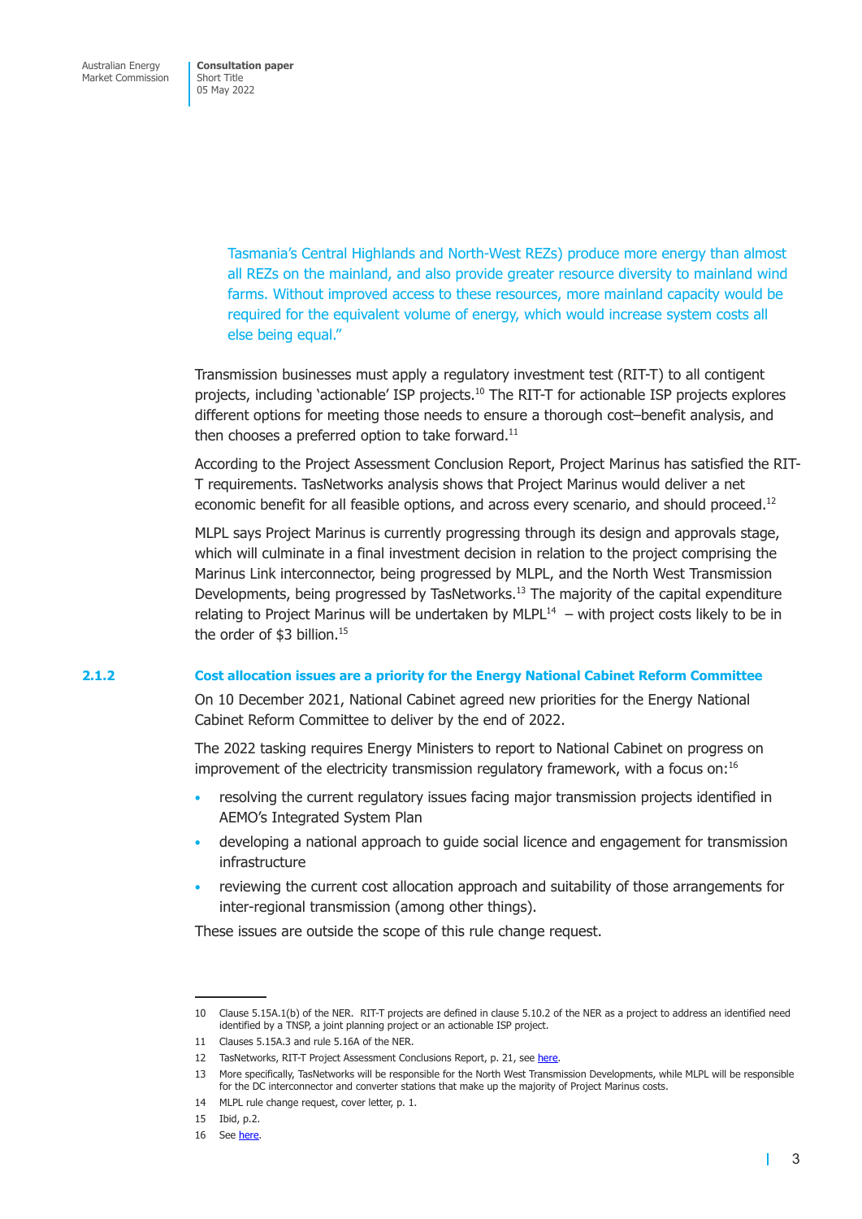> Tasmania's Central Highlands and North-West REZs) produce more energy than almost all REZs on the mainland, and also provide greater resource diversity to mainland wind farms. Without improved access to these resources, more mainland capacity would be required for the equivalent volume of energy, which would increase system costs all else being equal."

Transmission businesses must apply a regulatory investment test (RIT-T) to all contigent projects, including 'actionable' ISP projects.[10] The RIT-T for actionable ISP projects explores different options for meeting those needs to ensure a thorough cost–benefit analysis, and then chooses a preferred option to take forward.[11]

According to the Project Assessment Conclusion Report, Project Marinus has satisfied the RIT-T requirements. TasNetworks analysis shows that Project Marinus would deliver a net economic benefit for all feasible options, and across every scenario, and should proceed.[12]

MLPL says Project Marinus is currently progressing through its design and approvals stage, which will culminate in a final investment decision in relation to the project comprising the Marinus Link interconnector, being progressed by MLPL, and the North West Transmission Developments, being progressed by TasNetworks.[13] The majority of the capital expenditure relating to Project Marinus will be undertaken by MLPL[14] – with project costs likely to be in the order of $3 billion.[15]

### 2.1.2 Cost allocation issues are a priority for the Energy National Cabinet Reform Committee

On 10 December 2021, National Cabinet agreed new priorities for the Energy National Cabinet Reform Committee to deliver by the end of 2022.

The 2022 tasking requires Energy Ministers to report to National Cabinet on progress on improvement of the electricity transmission regulatory framework, with a focus on:[16]

- resolving the current regulatory issues facing major transmission projects identified in AEMO's Integrated System Plan
- developing a national approach to guide social licence and engagement for transmission infrastructure
- reviewing the current cost allocation approach and suitability of those arrangements for inter-regional transmission (among other things).

These issues are outside the scope of this rule change request.

---

10 Clause 5.15A.1(b) of the NER. RIT-T projects are defined in clause 5.10.2 of the NER as a project to address an identified need identified by a TNSP, a joint planning project or an actionable ISP project.

11 Clauses 5.15A.3 and rule 5.16A of the NER.

12 TasNetworks, RIT-T Project Assessment Conclusions Report, p. 21, see here.

13 More specifically, TasNetworks will be responsible for the North West Transmission Developments, while MLPL will be responsible for the DC interconnector and converter stations that make up the majority of Project Marinus costs.

14 MLPL rule change request, cover letter, p. 1.

15 Ibid, p.2.

16 See here.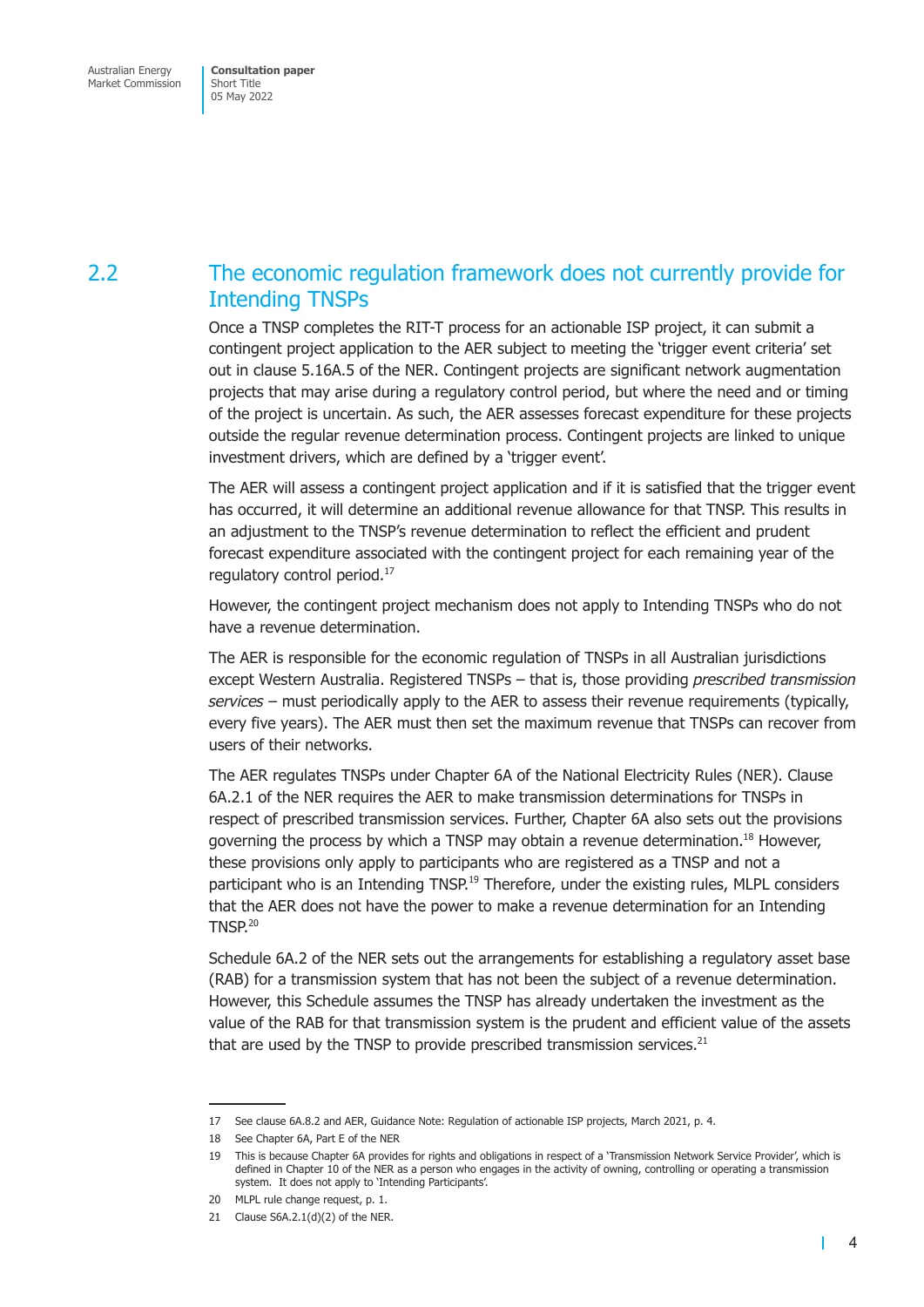## 2.2 The economic regulation framework does not currently provide for Intending TNSPs

Once a TNSP completes the RIT-T process for an actionable ISP project, it can submit a contingent project application to the AER subject to meeting the 'trigger event criteria' set out in clause 5.16A.5 of the NER. Contingent projects are significant network augmentation projects that may arise during a regulatory control period, but where the need and or timing of the project is uncertain. As such, the AER assesses forecast expenditure for these projects outside the regular revenue determination process. Contingent projects are linked to unique investment drivers, which are defined by a 'trigger event'.

The AER will assess a contingent project application and if it is satisfied that the trigger event has occurred, it will determine an additional revenue allowance for that TNSP. This results in an adjustment to the TNSP's revenue determination to reflect the efficient and prudent forecast expenditure associated with the contingent project for each remaining year of the regulatory control period.[17]

However, the contingent project mechanism does not apply to Intending TNSPs who do not have a revenue determination.

The AER is responsible for the economic regulation of TNSPs in all Australian jurisdictions except Western Australia. Registered TNSPs – that is, those providing *prescribed transmission services* – must periodically apply to the AER to assess their revenue requirements (typically, every five years). The AER must then set the maximum revenue that TNSPs can recover from users of their networks.

The AER regulates TNSPs under Chapter 6A of the National Electricity Rules (NER). Clause 6A.2.1 of the NER requires the AER to make transmission determinations for TNSPs in respect of prescribed transmission services. Further, Chapter 6A also sets out the provisions governing the process by which a TNSP may obtain a revenue determination.[18] However, these provisions only apply to participants who are registered as a TNSP and not a participant who is an Intending TNSP.[19] Therefore, under the existing rules, MLPL considers that the AER does not have the power to make a revenue determination for an Intending TNSP.[20]

Schedule 6A.2 of the NER sets out the arrangements for establishing a regulatory asset base (RAB) for a transmission system that has not been the subject of a revenue determination. However, this Schedule assumes the TNSP has already undertaken the investment as the value of the RAB for that transmission system is the prudent and efficient value of the assets that are used by the TNSP to provide prescribed transmission services.[21]

---

17 See clause 6A.8.2 and AER, Guidance Note: Regulation of actionable ISP projects, March 2021, p. 4.

18 See Chapter 6A, Part E of the NER

19 This is because Chapter 6A provides for rights and obligations in respect of a 'Transmission Network Service Provider', which is defined in Chapter 10 of the NER as a person who engages in the activity of owning, controlling or operating a transmission system. It does not apply to 'Intending Participants'.

20 MLPL rule change request, p. 1.

21 Clause S6A.2.1(d)(2) of the NER.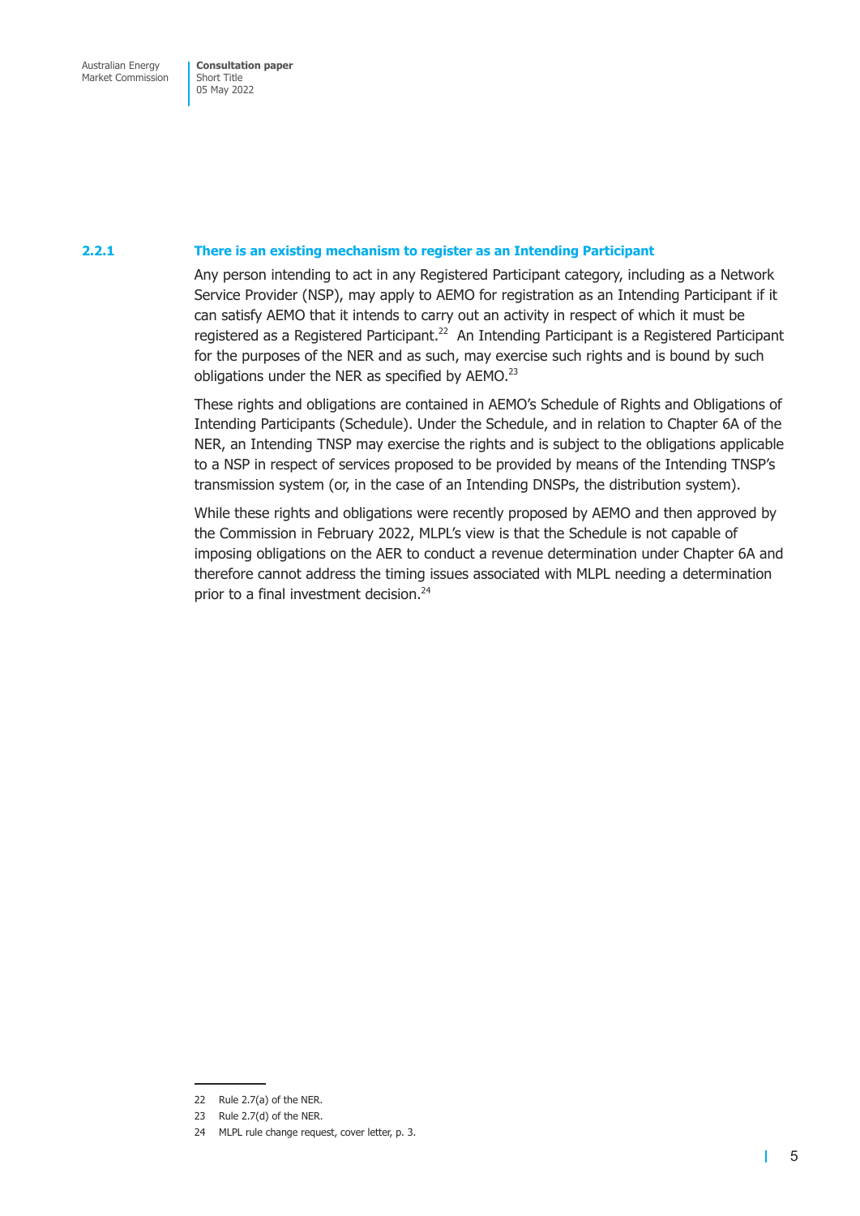### 2.2.1 There is an existing mechanism to register as an Intending Participant

Any person intending to act in any Registered Participant category, including as a Network Service Provider (NSP), may apply to AEMO for registration as an Intending Participant if it can satisfy AEMO that it intends to carry out an activity in respect of which it must be registered as a Registered Participant.[22] An Intending Participant is a Registered Participant for the purposes of the NER and as such, may exercise such rights and is bound by such obligations under the NER as specified by AEMO.[23]

These rights and obligations are contained in AEMO's Schedule of Rights and Obligations of Intending Participants (Schedule). Under the Schedule, and in relation to Chapter 6A of the NER, an Intending TNSP may exercise the rights and is subject to the obligations applicable to a NSP in respect of services proposed to be provided by means of the Intending TNSP's transmission system (or, in the case of an Intending DNSPs, the distribution system).

While these rights and obligations were recently proposed by AEMO and then approved by the Commission in February 2022, MLPL's view is that the Schedule is not capable of imposing obligations on the AER to conduct a revenue determination under Chapter 6A and therefore cannot address the timing issues associated with MLPL needing a determination prior to a final investment decision.[24]

---

22 Rule 2.7(a) of the NER.

23 Rule 2.7(d) of the NER.

24 MLPL rule change request, cover letter, p. 3.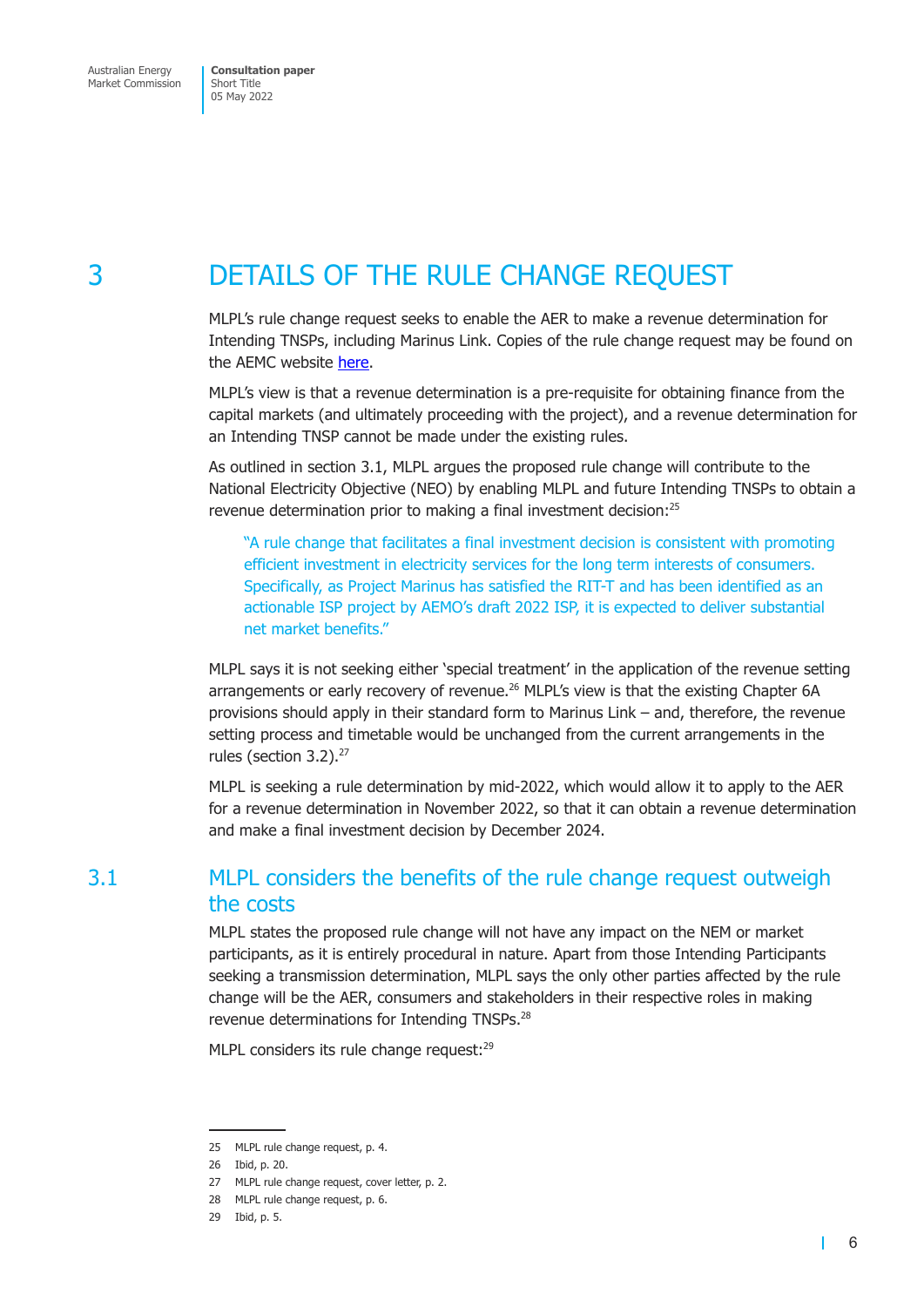# 3 DETAILS OF THE RULE CHANGE REQUEST

MLPL's rule change request seeks to enable the AER to make a revenue determination for Intending TNSPs, including Marinus Link. Copies of the rule change request may be found on the AEMC website here.

MLPL's view is that a revenue determination is a pre-requisite for obtaining finance from the capital markets (and ultimately proceeding with the project), and a revenue determination for an Intending TNSP cannot be made under the existing rules.

As outlined in section 3.1, MLPL argues the proposed rule change will contribute to the National Electricity Objective (NEO) by enabling MLPL and future Intending TNSPs to obtain a revenue determination prior to making a final investment decision:[25]

> "A rule change that facilitates a final investment decision is consistent with promoting efficient investment in electricity services for the long term interests of consumers. Specifically, as Project Marinus has satisfied the RIT-T and has been identified as an actionable ISP project by AEMO's draft 2022 ISP, it is expected to deliver substantial net market benefits."

MLPL says it is not seeking either 'special treatment' in the application of the revenue setting arrangements or early recovery of revenue.[26] MLPL's view is that the existing Chapter 6A provisions should apply in their standard form to Marinus Link – and, therefore, the revenue setting process and timetable would be unchanged from the current arrangements in the rules (section 3.2).[27]

MLPL is seeking a rule determination by mid-2022, which would allow it to apply to the AER for a revenue determination in November 2022, so that it can obtain a revenue determination and make a final investment decision by December 2024.

## 3.1 MLPL considers the benefits of the rule change request outweigh the costs

MLPL states the proposed rule change will not have any impact on the NEM or market participants, as it is entirely procedural in nature. Apart from those Intending Participants seeking a transmission determination, MLPL says the only other parties affected by the rule change will be the AER, consumers and stakeholders in their respective roles in making revenue determinations for Intending TNSPs.[28]

MLPL considers its rule change request:[29]

---

25 MLPL rule change request, p. 4.

26 Ibid, p. 20.

27 MLPL rule change request, cover letter, p. 2.

28 MLPL rule change request, p. 6.

29 Ibid, p. 5.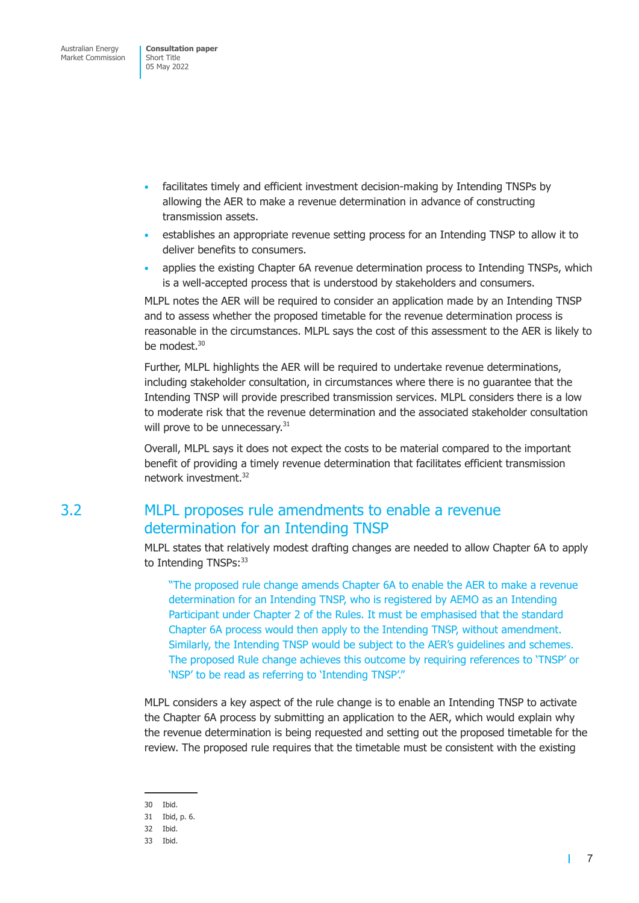- facilitates timely and efficient investment decision-making by Intending TNSPs by allowing the AER to make a revenue determination in advance of constructing transmission assets.
- establishes an appropriate revenue setting process for an Intending TNSP to allow it to deliver benefits to consumers.
- applies the existing Chapter 6A revenue determination process to Intending TNSPs, which is a well-accepted process that is understood by stakeholders and consumers.

MLPL notes the AER will be required to consider an application made by an Intending TNSP and to assess whether the proposed timetable for the revenue determination process is reasonable in the circumstances. MLPL says the cost of this assessment to the AER is likely to be modest.[30]

Further, MLPL highlights the AER will be required to undertake revenue determinations, including stakeholder consultation, in circumstances where there is no guarantee that the Intending TNSP will provide prescribed transmission services. MLPL considers there is a low to moderate risk that the revenue determination and the associated stakeholder consultation will prove to be unnecessary.[31]

Overall, MLPL says it does not expect the costs to be material compared to the important benefit of providing a timely revenue determination that facilitates efficient transmission network investment.[32]

## 3.2 MLPL proposes rule amendments to enable a revenue determination for an Intending TNSP

MLPL states that relatively modest drafting changes are needed to allow Chapter 6A to apply to Intending TNSPs:[33]

> "The proposed rule change amends Chapter 6A to enable the AER to make a revenue determination for an Intending TNSP, who is registered by AEMO as an Intending Participant under Chapter 2 of the Rules. It must be emphasised that the standard Chapter 6A process would then apply to the Intending TNSP, without amendment. Similarly, the Intending TNSP would be subject to the AER's guidelines and schemes. The proposed Rule change achieves this outcome by requiring references to 'TNSP' or 'NSP' to be read as referring to 'Intending TNSP'."

MLPL considers a key aspect of the rule change is to enable an Intending TNSP to activate the Chapter 6A process by submitting an application to the AER, which would explain why the revenue determination is being requested and setting out the proposed timetable for the review. The proposed rule requires that the timetable must be consistent with the existing

30 Ibid.
31 Ibid, p. 6.
32 Ibid.
33 Ibid.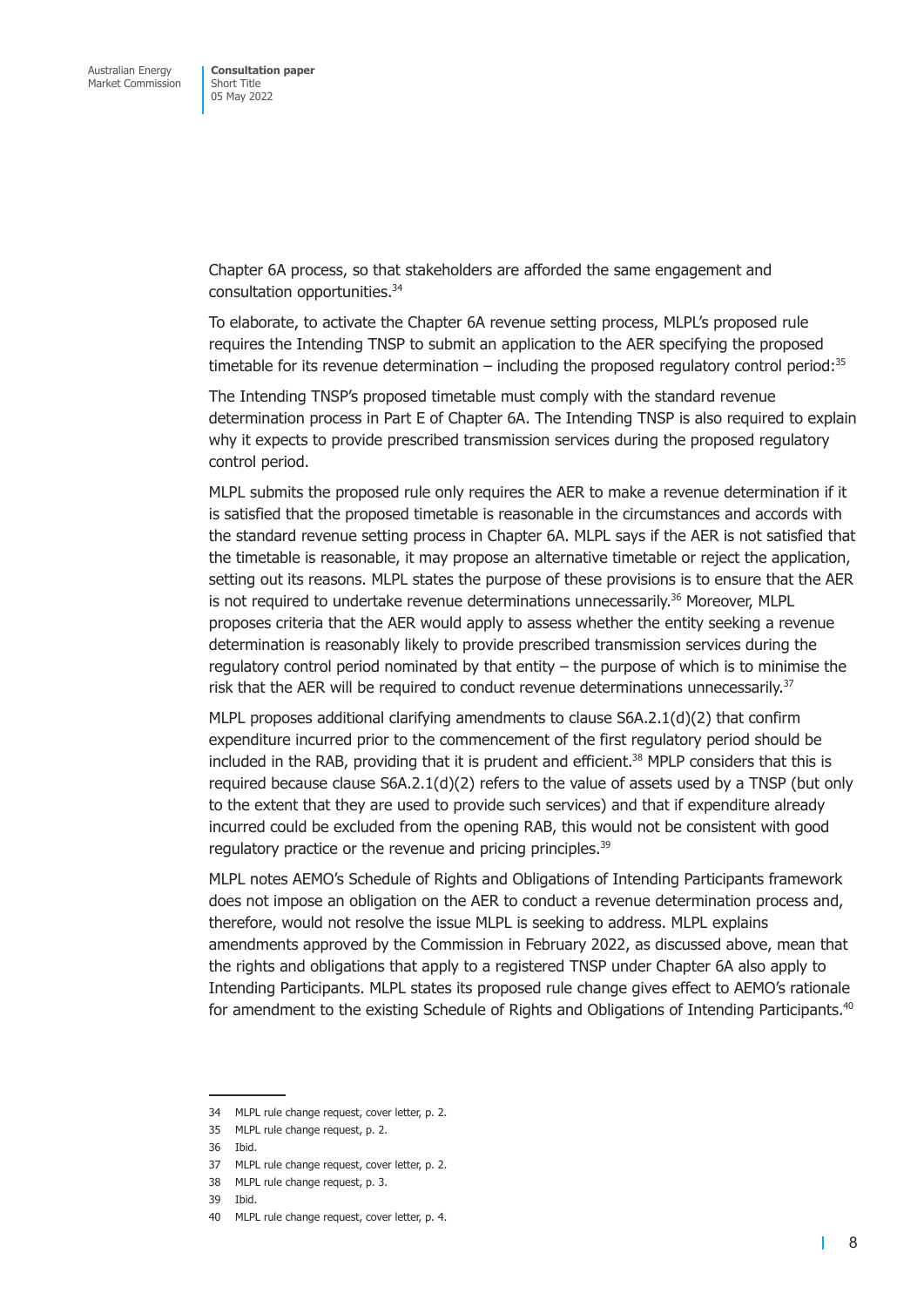Chapter 6A process, so that stakeholders are afforded the same engagement and consultation opportunities.[34]

To elaborate, to activate the Chapter 6A revenue setting process, MLPL's proposed rule requires the Intending TNSP to submit an application to the AER specifying the proposed timetable for its revenue determination – including the proposed regulatory control period:[35]

The Intending TNSP's proposed timetable must comply with the standard revenue determination process in Part E of Chapter 6A. The Intending TNSP is also required to explain why it expects to provide prescribed transmission services during the proposed regulatory control period.

MLPL submits the proposed rule only requires the AER to make a revenue determination if it is satisfied that the proposed timetable is reasonable in the circumstances and accords with the standard revenue setting process in Chapter 6A. MLPL says if the AER is not satisfied that the timetable is reasonable, it may propose an alternative timetable or reject the application, setting out its reasons. MLPL states the purpose of these provisions is to ensure that the AER is not required to undertake revenue determinations unnecessarily.[36] Moreover, MLPL proposes criteria that the AER would apply to assess whether the entity seeking a revenue determination is reasonably likely to provide prescribed transmission services during the regulatory control period nominated by that entity – the purpose of which is to minimise the risk that the AER will be required to conduct revenue determinations unnecessarily.[37]

MLPL proposes additional clarifying amendments to clause S6A.2.1(d)(2) that confirm expenditure incurred prior to the commencement of the first regulatory period should be included in the RAB, providing that it is prudent and efficient.[38] MPLP considers that this is required because clause S6A.2.1(d)(2) refers to the value of assets used by a TNSP (but only to the extent that they are used to provide such services) and that if expenditure already incurred could be excluded from the opening RAB, this would not be consistent with good regulatory practice or the revenue and pricing principles.[39]

MLPL notes AEMO's Schedule of Rights and Obligations of Intending Participants framework does not impose an obligation on the AER to conduct a revenue determination process and, therefore, would not resolve the issue MLPL is seeking to address. MLPL explains amendments approved by the Commission in February 2022, as discussed above, mean that the rights and obligations that apply to a registered TNSP under Chapter 6A also apply to Intending Participants. MLPL states its proposed rule change gives effect to AEMO's rationale for amendment to the existing Schedule of Rights and Obligations of Intending Participants.[40]

---

34 MLPL rule change request, cover letter, p. 2.

35 MLPL rule change request, p. 2.

36 Ibid.

37 MLPL rule change request, cover letter, p. 2.

38 MLPL rule change request, p. 3.

39 Ibid.

40 MLPL rule change request, cover letter, p. 4.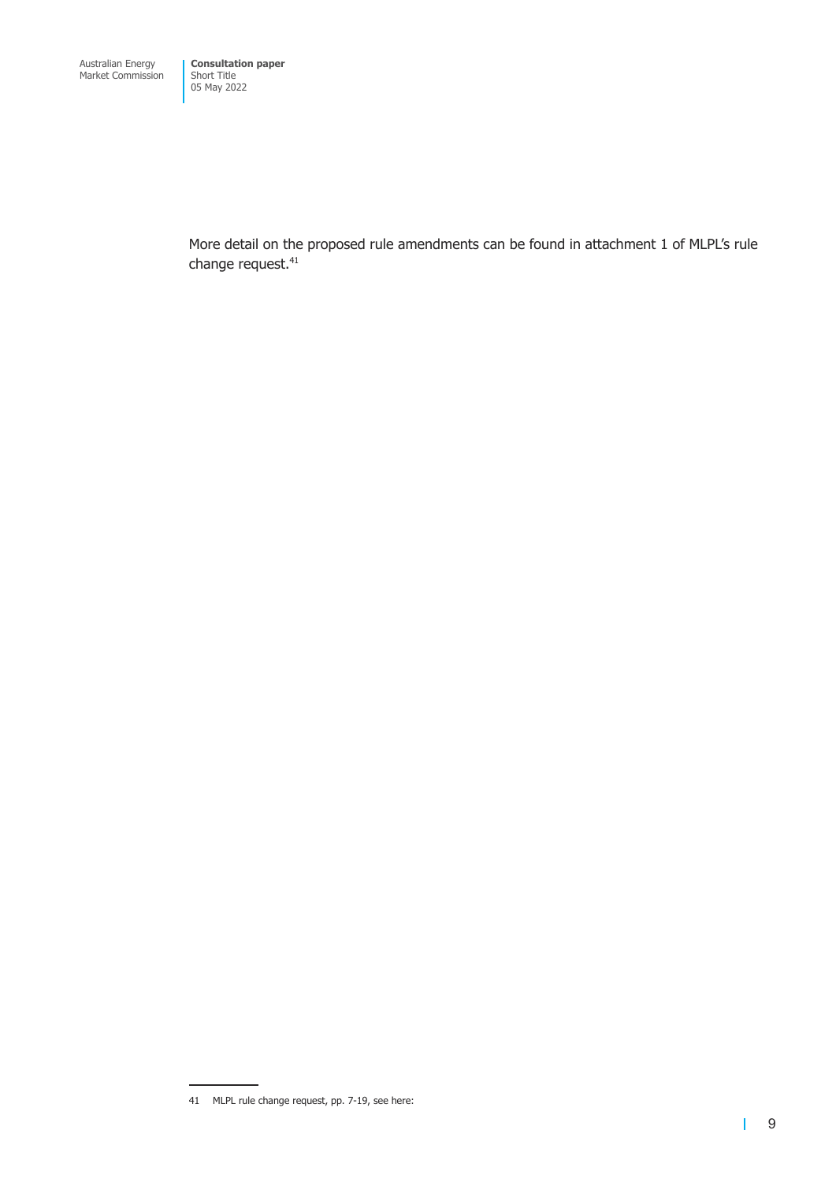More detail on the proposed rule amendments can be found in attachment 1 of MLPL's rule change request.[41]

41 MLPL rule change request, pp. 7-19, see here: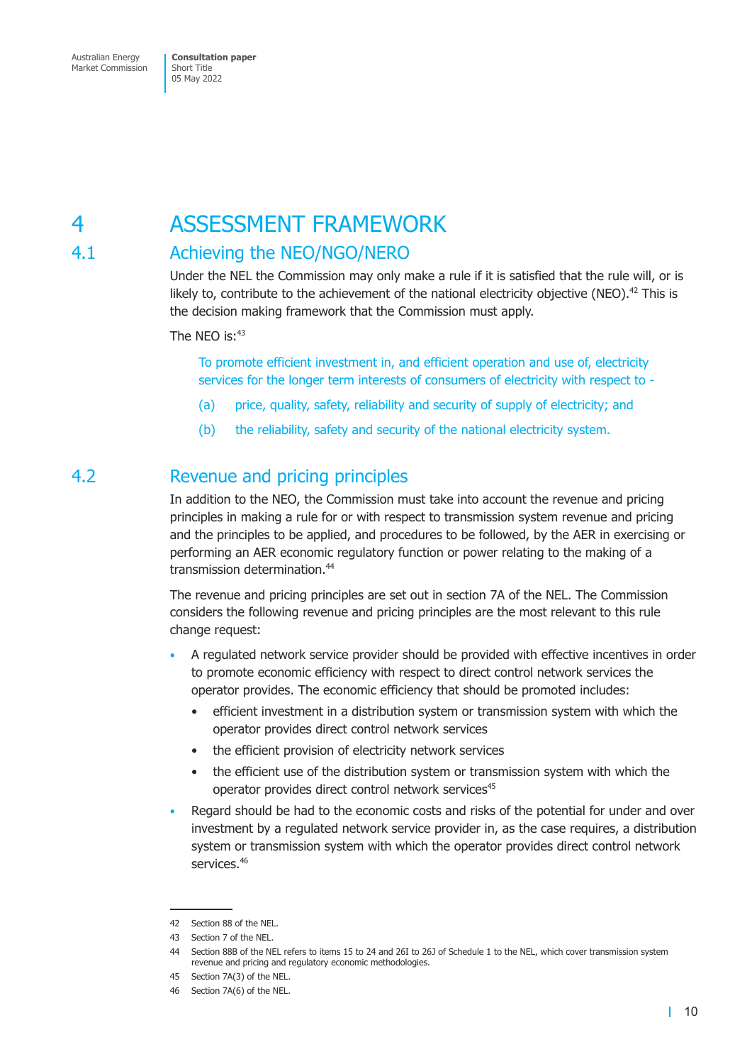# 4 ASSESSMENT FRAMEWORK

## 4.1 Achieving the NEO/NGO/NERO

Under the NEL the Commission may only make a rule if it is satisfied that the rule will, or is likely to, contribute to the achievement of the national electricity objective (NEO).[42] This is the decision making framework that the Commission must apply.

The NEO is:[43]

> To promote efficient investment in, and efficient operation and use of, electricity services for the longer term interests of consumers of electricity with respect to -
>
> (a) price, quality, safety, reliability and security of supply of electricity; and
>
> (b) the reliability, safety and security of the national electricity system.

## 4.2 Revenue and pricing principles

In addition to the NEO, the Commission must take into account the revenue and pricing principles in making a rule for or with respect to transmission system revenue and pricing and the principles to be applied, and procedures to be followed, by the AER in exercising or performing an AER economic regulatory function or power relating to the making of a transmission determination.[44]

The revenue and pricing principles are set out in section 7A of the NEL. The Commission considers the following revenue and pricing principles are the most relevant to this rule change request:

- A regulated network service provider should be provided with effective incentives in order to promote economic efficiency with respect to direct control network services the operator provides. The economic efficiency that should be promoted includes:
  - efficient investment in a distribution system or transmission system with which the operator provides direct control network services
  - the efficient provision of electricity network services
  - the efficient use of the distribution system or transmission system with which the operator provides direct control network services[45]
- Regard should be had to the economic costs and risks of the potential for under and over investment by a regulated network service provider in, as the case requires, a distribution system or transmission system with which the operator provides direct control network services.[46]

---

42 Section 88 of the NEL.

43 Section 7 of the NEL.

44 Section 88B of the NEL refers to items 15 to 24 and 26I to 26J of Schedule 1 to the NEL, which cover transmission system revenue and pricing and regulatory economic methodologies.

45 Section 7A(3) of the NEL.

46 Section 7A(6) of the NEL.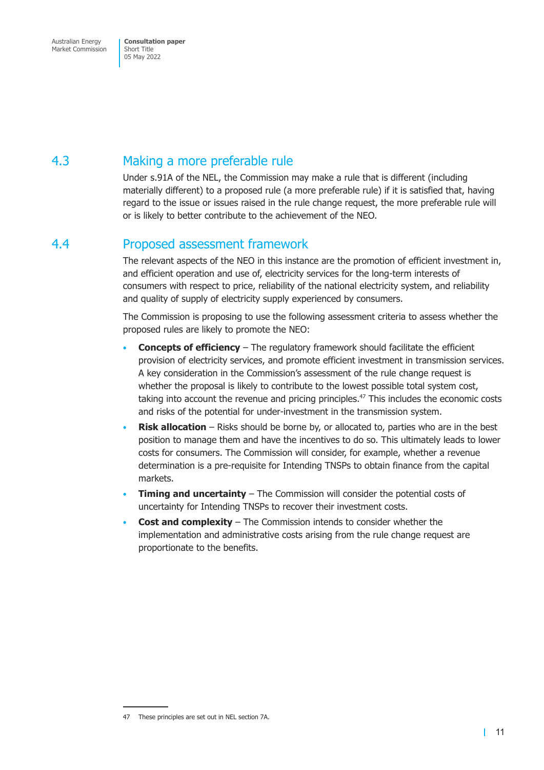## 4.3 Making a more preferable rule

Under s.91A of the NEL, the Commission may make a rule that is different (including materially different) to a proposed rule (a more preferable rule) if it is satisfied that, having regard to the issue or issues raised in the rule change request, the more preferable rule will or is likely to better contribute to the achievement of the NEO.

## 4.4 Proposed assessment framework

The relevant aspects of the NEO in this instance are the promotion of efficient investment in, and efficient operation and use of, electricity services for the long-term interests of consumers with respect to price, reliability of the national electricity system, and reliability and quality of supply of electricity supply experienced by consumers.

The Commission is proposing to use the following assessment criteria to assess whether the proposed rules are likely to promote the NEO:

- **Concepts of efficiency** – The regulatory framework should facilitate the efficient provision of electricity services, and promote efficient investment in transmission services. A key consideration in the Commission's assessment of the rule change request is whether the proposal is likely to contribute to the lowest possible total system cost, taking into account the revenue and pricing principles.[47] This includes the economic costs and risks of the potential for under-investment in the transmission system.
- **Risk allocation** – Risks should be borne by, or allocated to, parties who are in the best position to manage them and have the incentives to do so. This ultimately leads to lower costs for consumers. The Commission will consider, for example, whether a revenue determination is a pre-requisite for Intending TNSPs to obtain finance from the capital markets.
- **Timing and uncertainty** – The Commission will consider the potential costs of uncertainty for Intending TNSPs to recover their investment costs.
- **Cost and complexity** – The Commission intends to consider whether the implementation and administrative costs arising from the rule change request are proportionate to the benefits.

---

47 These principles are set out in NEL section 7A.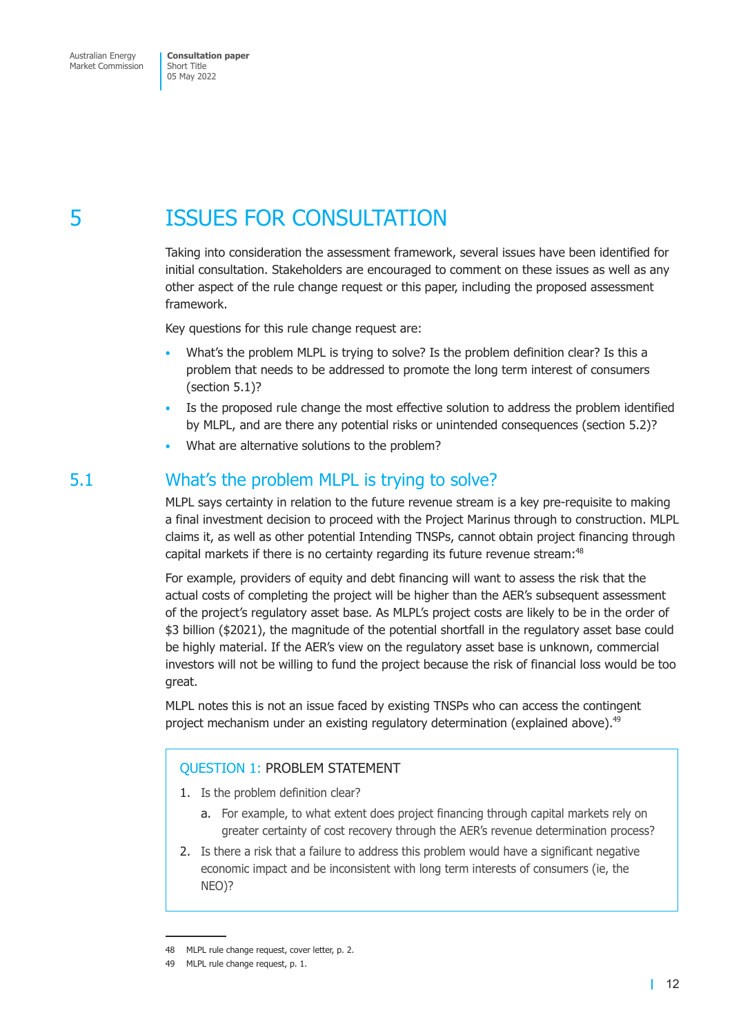# 5 ISSUES FOR CONSULTATION

Taking into consideration the assessment framework, several issues have been identified for initial consultation. Stakeholders are encouraged to comment on these issues as well as any other aspect of the rule change request or this paper, including the proposed assessment framework.

Key questions for this rule change request are:

- What's the problem MLPL is trying to solve? Is the problem definition clear? Is this a problem that needs to be addressed to promote the long term interest of consumers (section 5.1)?
- Is the proposed rule change the most effective solution to address the problem identified by MLPL, and are there any potential risks or unintended consequences (section 5.2)?
- What are alternative solutions to the problem?

## 5.1 What's the problem MLPL is trying to solve?

MLPL says certainty in relation to the future revenue stream is a key pre-requisite to making a final investment decision to proceed with the Project Marinus through to construction. MLPL claims it, as well as other potential Intending TNSPs, cannot obtain project financing through capital markets if there is no certainty regarding its future revenue stream:[48]

For example, providers of equity and debt financing will want to assess the risk that the actual costs of completing the project will be higher than the AER's subsequent assessment of the project's regulatory asset base. As MLPL's project costs are likely to be in the order of $3 billion ($2021), the magnitude of the potential shortfall in the regulatory asset base could be highly material. If the AER's view on the regulatory asset base is unknown, commercial investors will not be willing to fund the project because the risk of financial loss would be too great.

MLPL notes this is not an issue faced by existing TNSPs who can access the contingent project mechanism under an existing regulatory determination (explained above).[49]

> **QUESTION 1: PROBLEM STATEMENT**
>
> 1. Is the problem definition clear?
>     a. For example, to what extent does project financing through capital markets rely on greater certainty of cost recovery through the AER's revenue determination process?
> 2. Is there a risk that a failure to address this problem would have a significant negative economic impact and be inconsistent with long term interests of consumers (ie, the NEO)?

48 MLPL rule change request, cover letter, p. 2.

49 MLPL rule change request, p. 1.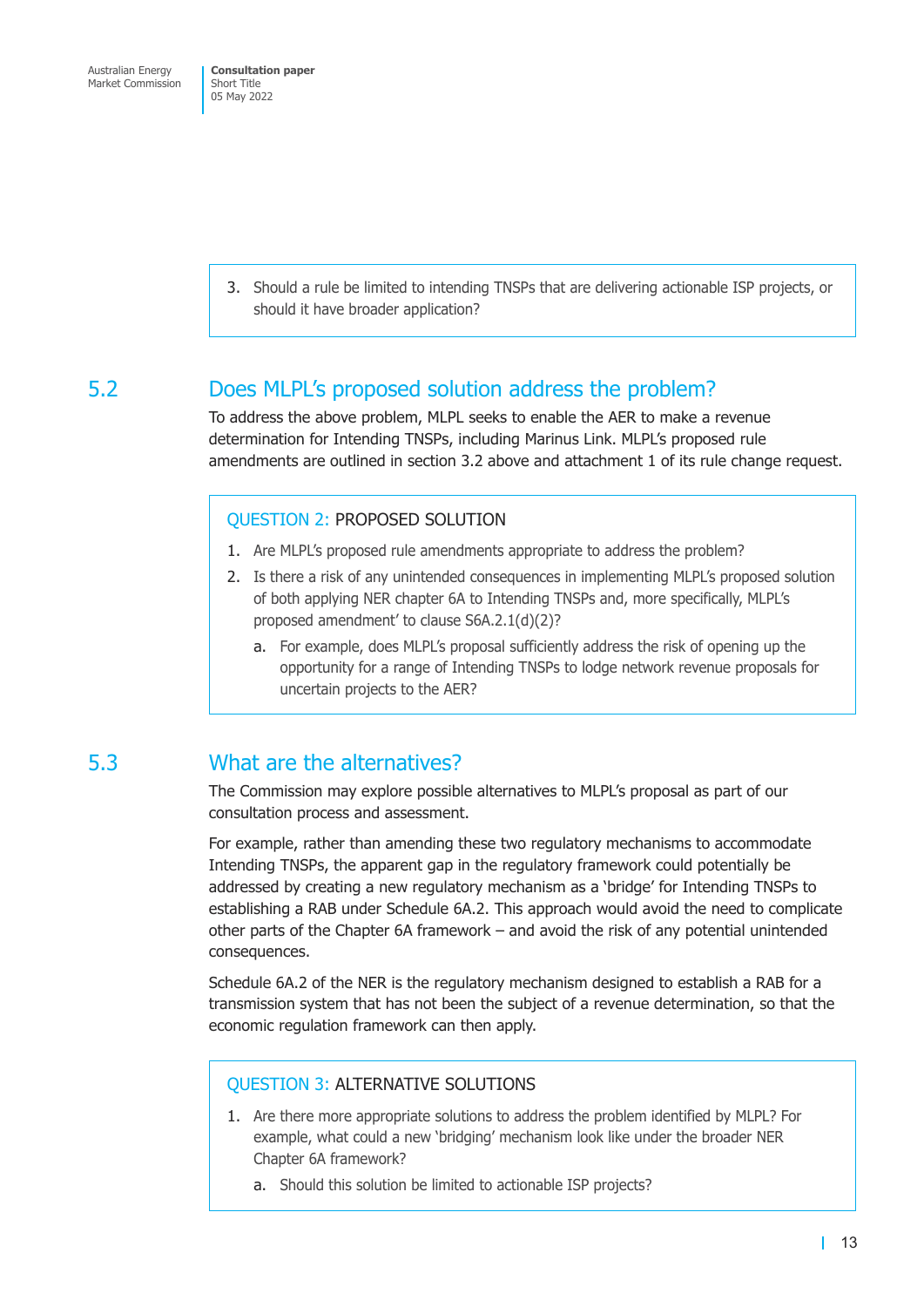3. Should a rule be limited to intending TNSPs that are delivering actionable ISP projects, or should it have broader application?

## 5.2 Does MLPL's proposed solution address the problem?

To address the above problem, MLPL seeks to enable the AER to make a revenue determination for Intending TNSPs, including Marinus Link. MLPL's proposed rule amendments are outlined in section 3.2 above and attachment 1 of its rule change request.

> **QUESTION 2: PROPOSED SOLUTION**
>
> 1. Are MLPL's proposed rule amendments appropriate to address the problem?
> 2. Is there a risk of any unintended consequences in implementing MLPL's proposed solution of both applying NER chapter 6A to Intending TNSPs and, more specifically, MLPL's proposed amendment' to clause S6A.2.1(d)(2)?
>    a. For example, does MLPL's proposal sufficiently address the risk of opening up the opportunity for a range of Intending TNSPs to lodge network revenue proposals for uncertain projects to the AER?

## 5.3 What are the alternatives?

The Commission may explore possible alternatives to MLPL's proposal as part of our consultation process and assessment.

For example, rather than amending these two regulatory mechanisms to accommodate Intending TNSPs, the apparent gap in the regulatory framework could potentially be addressed by creating a new regulatory mechanism as a 'bridge' for Intending TNSPs to establishing a RAB under Schedule 6A.2. This approach would avoid the need to complicate other parts of the Chapter 6A framework – and avoid the risk of any potential unintended consequences.

Schedule 6A.2 of the NER is the regulatory mechanism designed to establish a RAB for a transmission system that has not been the subject of a revenue determination, so that the economic regulation framework can then apply.

> **QUESTION 3: ALTERNATIVE SOLUTIONS**
>
> 1. Are there more appropriate solutions to address the problem identified by MLPL? For example, what could a new 'bridging' mechanism look like under the broader NER Chapter 6A framework?
>    a. Should this solution be limited to actionable ISP projects?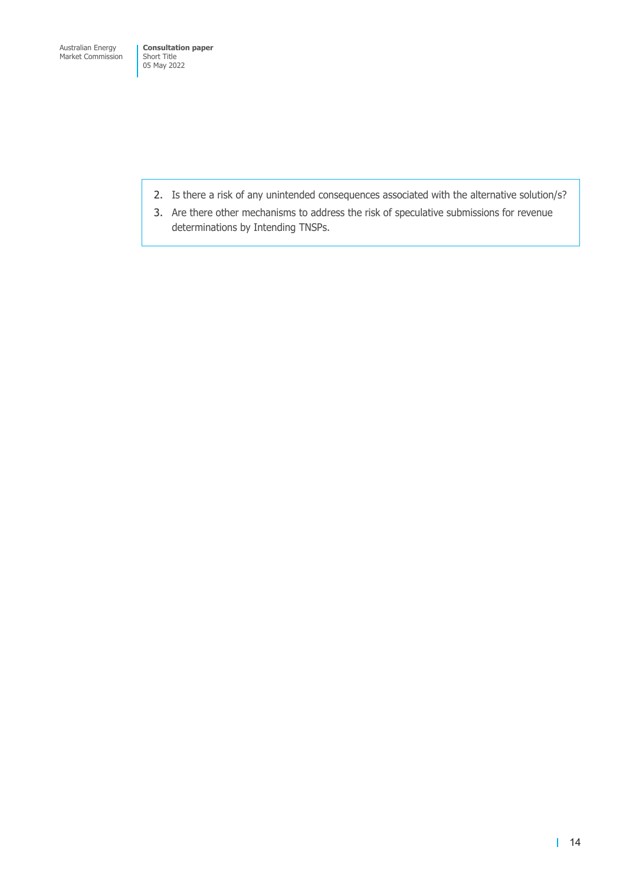2. Is there a risk of any unintended consequences associated with the alternative solution/s?
3. Are there other mechanisms to address the risk of speculative submissions for revenue determinations by Intending TNSPs.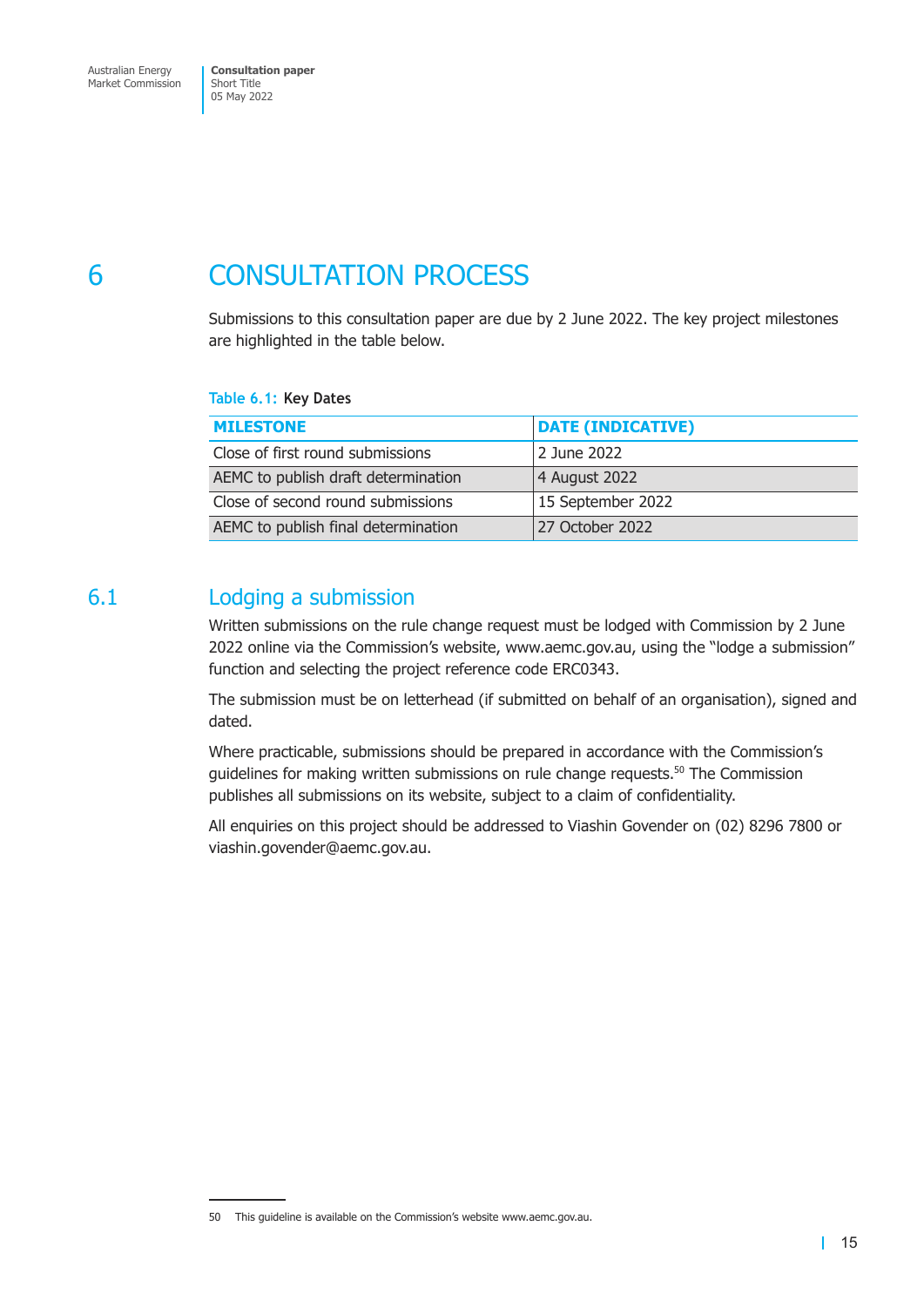# 6 CONSULTATION PROCESS

Submissions to this consultation paper are due by 2 June 2022. The key project milestones are highlighted in the table below.

**Table 6.1: Key Dates**

| MILESTONE | DATE (INDICATIVE) |
|---|---|
| Close of first round submissions | 2 June 2022 |
| AEMC to publish draft determination | 4 August 2022 |
| Close of second round submissions | 15 September 2022 |
| AEMC to publish final determination | 27 October 2022 |

## 6.1 Lodging a submission

Written submissions on the rule change request must be lodged with Commission by 2 June 2022 online via the Commission's website, www.aemc.gov.au, using the "lodge a submission" function and selecting the project reference code ERC0343.

The submission must be on letterhead (if submitted on behalf of an organisation), signed and dated.

Where practicable, submissions should be prepared in accordance with the Commission's guidelines for making written submissions on rule change requests.[50] The Commission publishes all submissions on its website, subject to a claim of confidentiality.

All enquiries on this project should be addressed to Viashin Govender on (02) 8296 7800 or viashin.govender@aemc.gov.au.

---

50 This guideline is available on the Commission's website www.aemc.gov.au.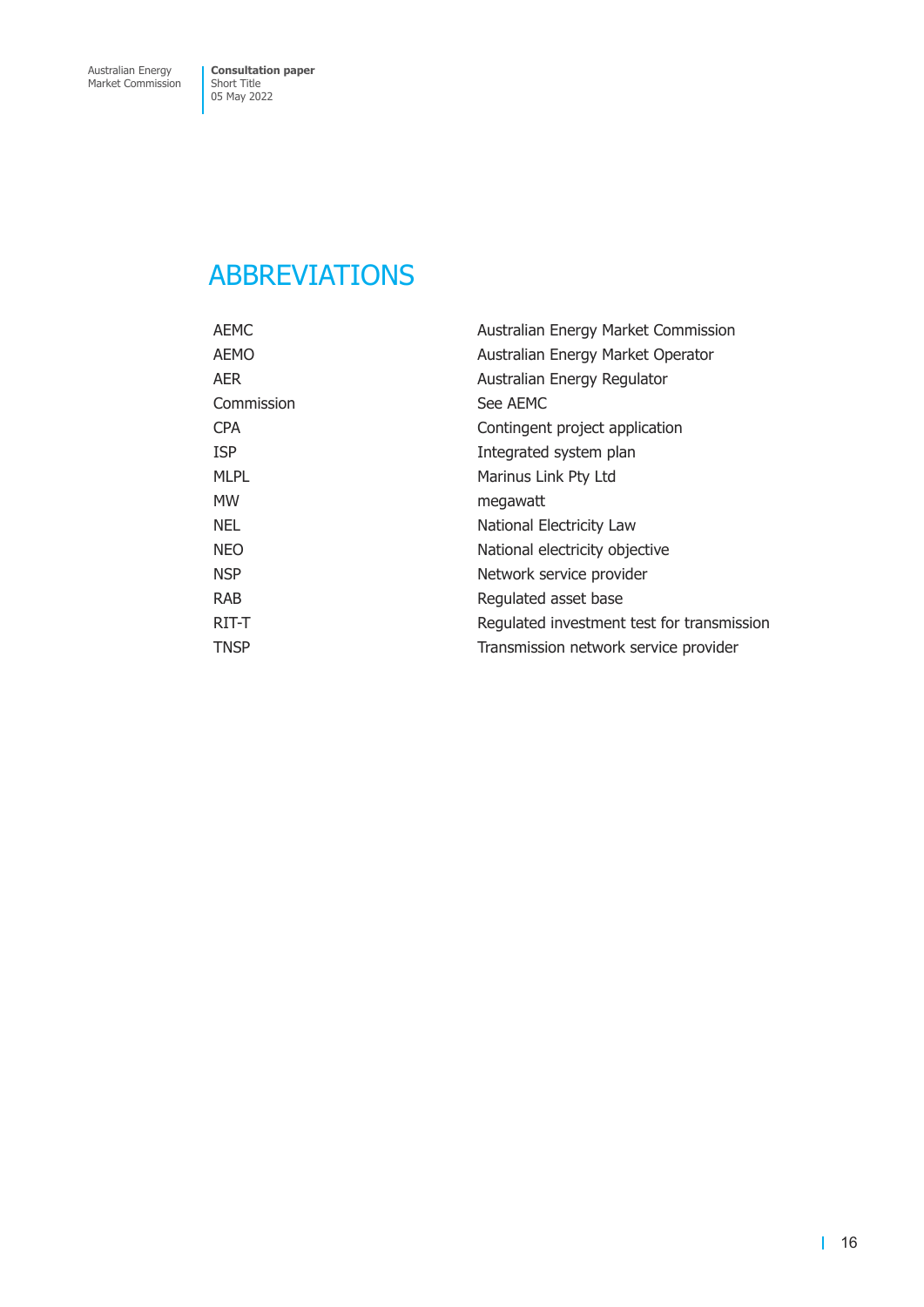# ABBREVIATIONS

| | |
|---|---|
| AEMC | Australian Energy Market Commission |
| AEMO | Australian Energy Market Operator |
| AER | Australian Energy Regulator |
| Commission | See AEMC |
| CPA | Contingent project application |
| ISP | Integrated system plan |
| MLPL | Marinus Link Pty Ltd |
| MW | megawatt |
| NEL | National Electricity Law |
| NEO | National electricity objective |
| NSP | Network service provider |
| RAB | Regulated asset base |
| RIT-T | Regulated investment test for transmission |
| TNSP | Transmission network service provider |